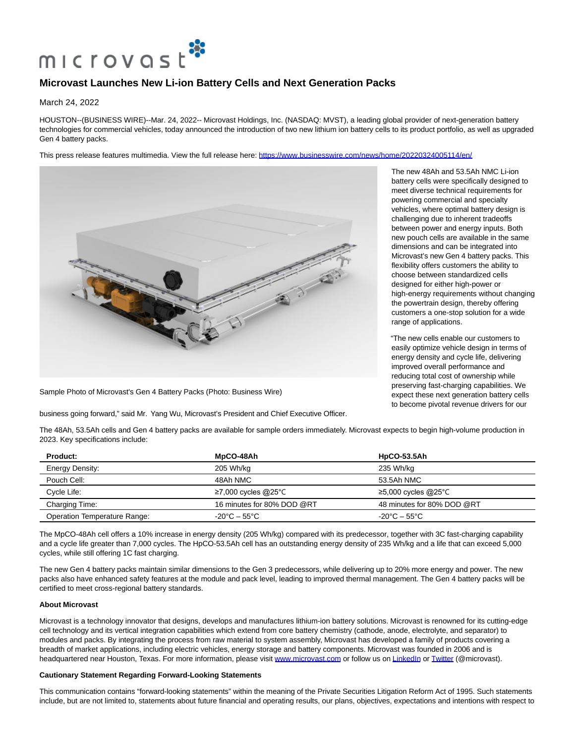# Microvast Launches New Li-ion Battery Cells and Next Generation Packs

March 24, 2022

HOUSTON--(BUSINESS WIRE)--Mar. 24, 2022-- Microvast Holdings, Inc. (NASDAQ: MVST), a leading global provider of next-generation battery technologies for commercial vehicles, today announced the introduction of two new lithium ion battery cells to its product portfolio, as well as upgraded Gen 4 battery packs.

This press release features multimedia. View the full release here: https://www.businesswire.com/news/home/20220324005114/en/

Sample Photo of Microvast's Gen 4 Battery Packs (Photo: Business Wire)

The new 48Ah and 53.5Ah NMC Li-ion battery cells were specifically designed to meet diverse technical requirements for powering commercial and specialty vehicles, where optimal battery design is challenging due to inherent tradeoffs between power and energy inputs. Both new pouch cells are available in the same dimensions and can be integrated into Microvast's new Gen 4 battery packs. This flexibility offers customers the ability to choose between standardized cells designed for either high-power or high-energy requirements without changing the powertrain design, thereby offering customers a one-stop solution for a wide range of applications.

"The new cells enable our customers to easily optimize vehicle design in terms of energy density and cycle life, delivering improved overall performance and reducing total cost of ownership while preserving fast-charging capabilities. We expect these next generation battery cells to become pivotal revenue drivers for our business going forward," said Mr. Yang Wu, Microvast's President and Chief Executive Officer.

The 48Ah, 53.5Ah cells and Gen 4 battery packs are available for sample orders immediately. Microvast expects to begin high-volume production in 2023. Key specifications include:

| Product: | MpCO-48Ah | HpCO-53.5Ah |
|---|---|---|
| Energy Density: | 205 Wh/kg | 235 Wh/kg |
| Pouch Cell: | 48Ah NMC | 53.5Ah NMC |
| Cycle Life: | ≥7,000 cycles @25°C | ≥5,000 cycles @25°C |
| Charging Time: | 16 minutes for 80% DOD @RT | 48 minutes for 80% DOD @RT |
| Operation Temperature Range: | -20°C – 55°C | -20°C – 55°C |

The MpCO-48Ah cell offers a 10% increase in energy density (205 Wh/kg) compared with its predecessor, together with 3C fast-charging capability and a cycle life greater than 7,000 cycles. The HpCO-53.5Ah cell has an outstanding energy density of 235 Wh/kg and a life that can exceed 5,000 cycles, while still offering 1C fast charging.

The new Gen 4 battery packs maintain similar dimensions to the Gen 3 predecessors, while delivering up to 20% more energy and power. The new packs also have enhanced safety features at the module and pack level, leading to improved thermal management. The Gen 4 battery packs will be certified to meet cross-regional battery standards.

**About Microvast**

Microvast is a technology innovator that designs, develops and manufactures lithium-ion battery solutions. Microvast is renowned for its cutting-edge cell technology and its vertical integration capabilities which extend from core battery chemistry (cathode, anode, electrolyte, and separator) to modules and packs. By integrating the process from raw material to system assembly, Microvast has developed a family of products covering a breadth of market applications, including electric vehicles, energy storage and battery components. Microvast was founded in 2006 and is headquartered near Houston, Texas. For more information, please visit www.microvast.com or follow us on LinkedIn or Twitter (@microvast).

**Cautionary Statement Regarding Forward-Looking Statements**

This communication contains "forward-looking statements" within the meaning of the Private Securities Litigation Reform Act of 1995. Such statements include, but are not limited to, statements about future financial and operating results, our plans, objectives, expectations and intentions with respect to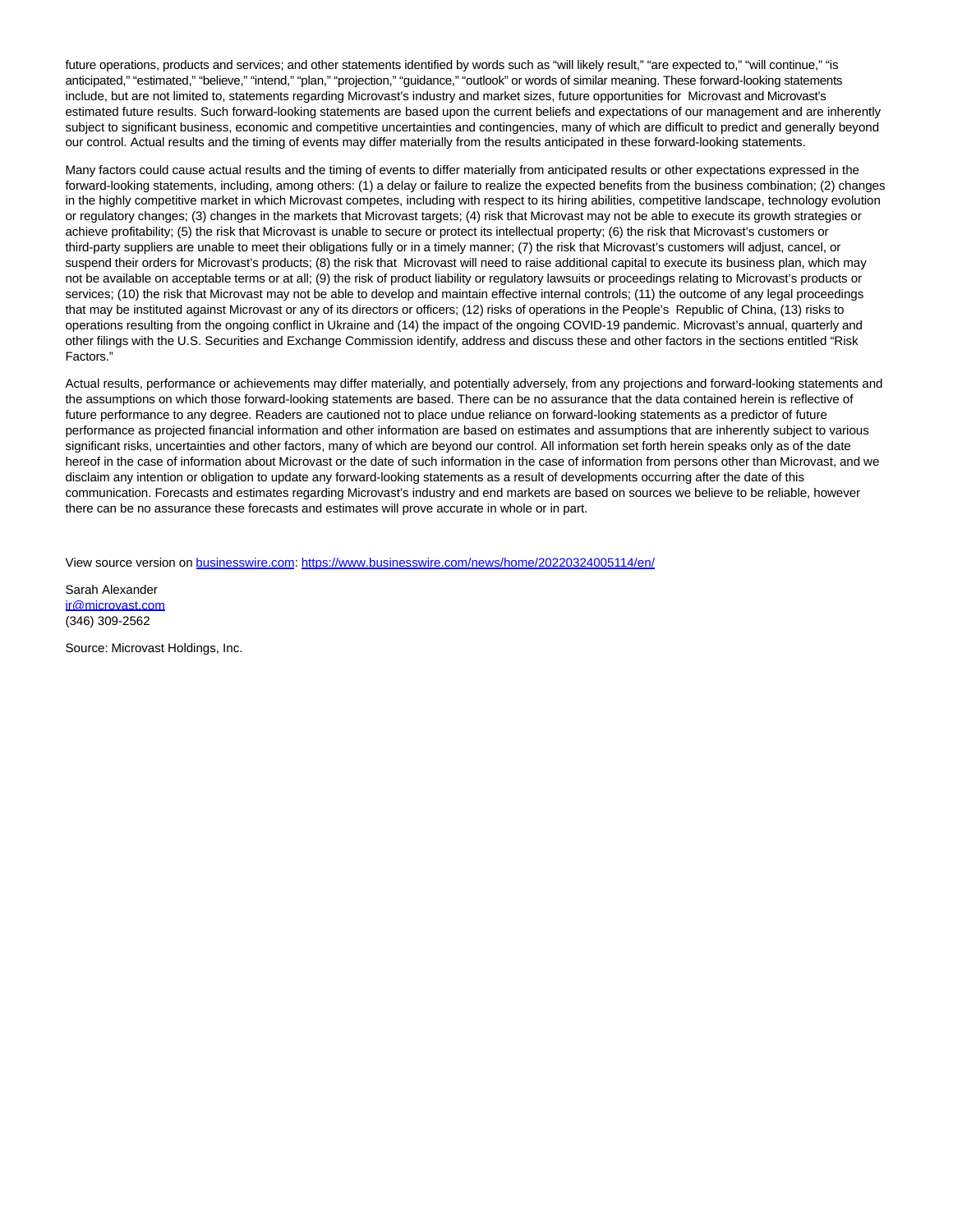future operations, products and services; and other statements identified by words such as "will likely result," "are expected to," "will continue," "is anticipated," "estimated," "believe," "intend," "plan," "projection," "guidance," "outlook" or words of similar meaning. These forward-looking statements include, but are not limited to, statements regarding Microvast's industry and market sizes, future opportunities for Microvast and Microvast's estimated future results. Such forward-looking statements are based upon the current beliefs and expectations of our management and are inherently subject to significant business, economic and competitive uncertainties and contingencies, many of which are difficult to predict and generally beyond our control. Actual results and the timing of events may differ materially from the results anticipated in these forward-looking statements.

Many factors could cause actual results and the timing of events to differ materially from anticipated results or other expectations expressed in the forward-looking statements, including, among others: (1) a delay or failure to realize the expected benefits from the business combination; (2) changes in the highly competitive market in which Microvast competes, including with respect to its hiring abilities, competitive landscape, technology evolution or regulatory changes; (3) changes in the markets that Microvast targets; (4) risk that Microvast may not be able to execute its growth strategies or achieve profitability; (5) the risk that Microvast is unable to secure or protect its intellectual property; (6) the risk that Microvast's customers or third-party suppliers are unable to meet their obligations fully or in a timely manner; (7) the risk that Microvast's customers will adjust, cancel, or suspend their orders for Microvast's products; (8) the risk that Microvast will need to raise additional capital to execute its business plan, which may not be available on acceptable terms or at all; (9) the risk of product liability or regulatory lawsuits or proceedings relating to Microvast's products or services; (10) the risk that Microvast may not be able to develop and maintain effective internal controls; (11) the outcome of any legal proceedings that may be instituted against Microvast or any of its directors or officers; (12) risks of operations in the People's Republic of China, (13) risks to operations resulting from the ongoing conflict in Ukraine and (14) the impact of the ongoing COVID-19 pandemic. Microvast's annual, quarterly and other filings with the U.S. Securities and Exchange Commission identify, address and discuss these and other factors in the sections entitled "Risk Factors."

Actual results, performance or achievements may differ materially, and potentially adversely, from any projections and forward-looking statements and the assumptions on which those forward-looking statements are based. There can be no assurance that the data contained herein is reflective of future performance to any degree. Readers are cautioned not to place undue reliance on forward-looking statements as a predictor of future performance as projected financial information and other information are based on estimates and assumptions that are inherently subject to various significant risks, uncertainties and other factors, many of which are beyond our control. All information set forth herein speaks only as of the date hereof in the case of information about Microvast or the date of such information in the case of information from persons other than Microvast, and we disclaim any intention or obligation to update any forward-looking statements as a result of developments occurring after the date of this communication. Forecasts and estimates regarding Microvast's industry and end markets are based on sources we believe to be reliable, however there can be no assurance these forecasts and estimates will prove accurate in whole or in part.

View source version on businesswire.com: https://www.businesswire.com/news/home/20220324005114/en/

Sarah Alexander
ir@microvast.com
(346) 309-2562

Source: Microvast Holdings, Inc.